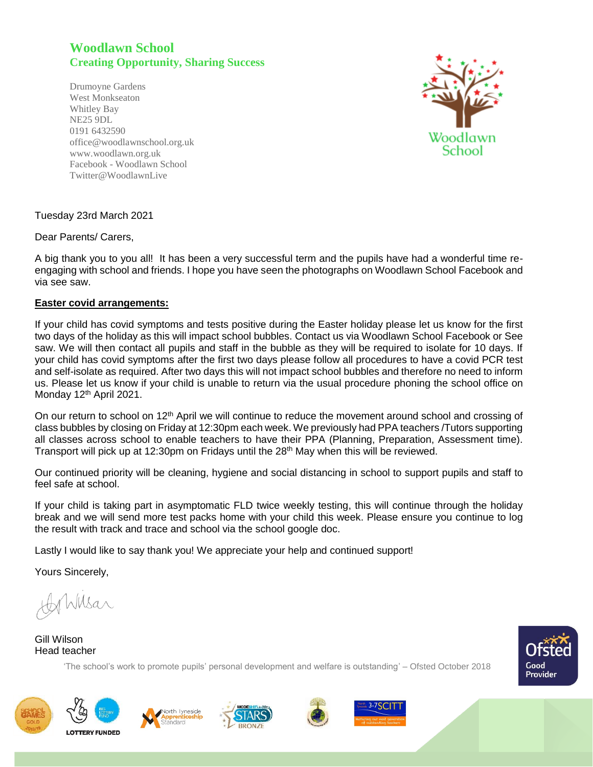# Woodlawn School

## Creating Opportunity, Sharing Success

Drumoyne Gardens
West Monkseaton
Whitley Bay
NE25 9DL
0191 6432590
office@woodlawnschool.org.uk
www.woodlawn.org.uk
Facebook - Woodlawn School
Twitter@WoodlawnLive

Tuesday 23rd March 2021

Dear Parents/ Carers,

A big thank you to you all! It has been a very successful term and the pupils have had a wonderful time re-engaging with school and friends. I hope you have seen the photographs on Woodlawn School Facebook and via see saw.

**Easter covid arrangements:**

If your child has covid symptoms and tests positive during the Easter holiday please let us know for the first two days of the holiday as this will impact school bubbles. Contact us via Woodlawn School Facebook or See saw. We will then contact all pupils and staff in the bubble as they will be required to isolate for 10 days. If your child has covid symptoms after the first two days please follow all procedures to have a covid PCR test and self-isolate as required. After two days this will not impact school bubbles and therefore no need to inform us. Please let us know if your child is unable to return via the usual procedure phoning the school office on Monday 12th April 2021.

On our return to school on 12th April we will continue to reduce the movement around school and crossing of class bubbles by closing on Friday at 12:30pm each week. We previously had PPA teachers /Tutors supporting all classes across school to enable teachers to have their PPA (Planning, Preparation, Assessment time). Transport will pick up at 12:30pm on Fridays until the 28th May when this will be reviewed.

Our continued priority will be cleaning, hygiene and social distancing in school to support pupils and staff to feel safe at school.

If your child is taking part in asymptomatic FLD twice weekly testing, this will continue through the holiday break and we will send more test packs home with your child this week. Please ensure you continue to log the result with track and trace and school via the school google doc.

Lastly I would like to say thank you! We appreciate your help and continued support!

Yours Sincerely,

Gill Wilson
Head teacher

'The school's work to promote pupils' personal development and welfare is outstanding' – Ofsted October 2018